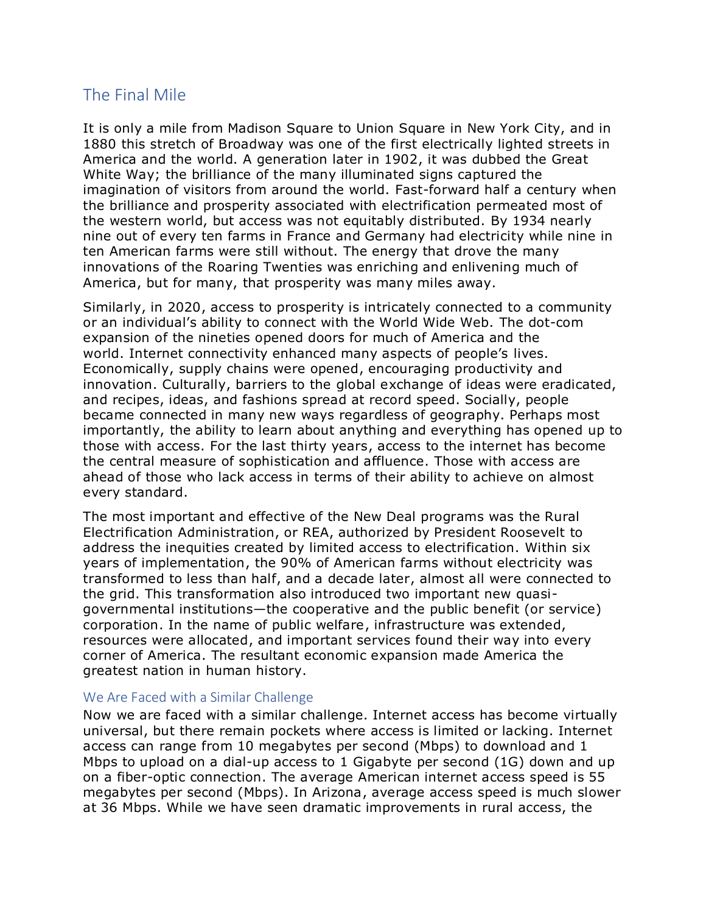## The Final Mile

It is only a mile from Madison Square to Union Square in New York City, and in 1880 this stretch of Broadway was one of the first electrically lighted streets in America and the world. A generation later in 1902, it was dubbed the Great White Way; the brilliance of the many illuminated signs captured the imagination of visitors from around the world. Fast-forward half a century when the brilliance and prosperity associated with electrification permeated most of the western world, but access was not equitably distributed. By 1934 nearly nine out of every ten farms in France and Germany had electricity while nine in ten American farms were still without. The energy that drove the many innovations of the Roaring Twenties was enriching and enlivening much of America, but for many, that prosperity was many miles away.

Similarly, in 2020, access to prosperity is intricately connected to a community or an individual's ability to connect with the World Wide Web. The dot-com expansion of the nineties opened doors for much of America and the world. Internet connectivity enhanced many aspects of people's lives. Economically, supply chains were opened, encouraging productivity and innovation. Culturally, barriers to the global exchange of ideas were eradicated, and recipes, ideas, and fashions spread at record speed. Socially, people became connected in many new ways regardless of geography. Perhaps most importantly, the ability to learn about anything and everything has opened up to those with access. For the last thirty years, access to the internet has become the central measure of sophistication and affluence. Those with access are ahead of those who lack access in terms of their ability to achieve on almost every standard.

The most important and effective of the New Deal programs was the Rural Electrification Administration, or REA, authorized by President Roosevelt to address the inequities created by limited access to electrification. Within six years of implementation, the 90% of American farms without electricity was transformed to less than half, and a decade later, almost all were connected to the grid. This transformation also introduced two important new quasi-governmental institutions—the cooperative and the public benefit (or service) corporation. In the name of public welfare, infrastructure was extended, resources were allocated, and important services found their way into every corner of America. The resultant economic expansion made America the greatest nation in human history.

### We Are Faced with a Similar Challenge

Now we are faced with a similar challenge. Internet access has become virtually universal, but there remain pockets where access is limited or lacking. Internet access can range from 10 megabytes per second (Mbps) to download and 1 Mbps to upload on a dial-up access to 1 Gigabyte per second (1G) down and up on a fiber-optic connection. The average American internet access speed is 55 megabytes per second (Mbps). In Arizona, average access speed is much slower at 36 Mbps. While we have seen dramatic improvements in rural access, the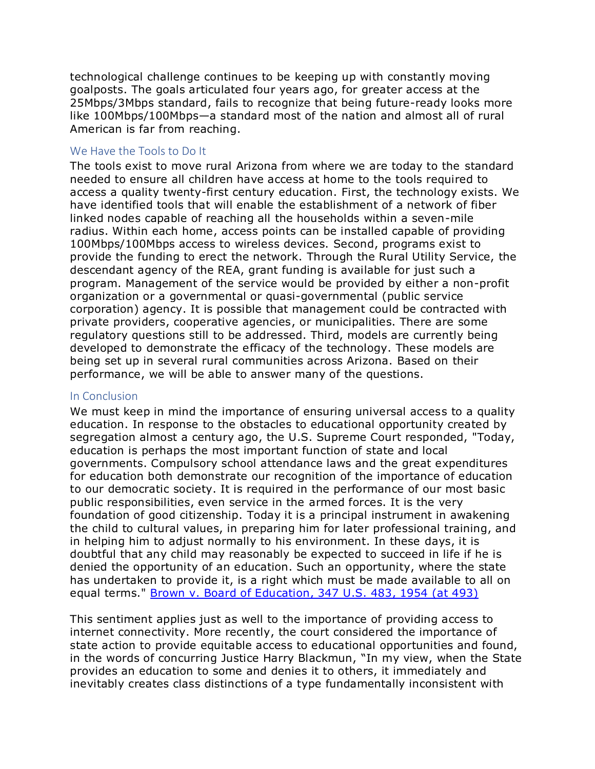technological challenge continues to be keeping up with constantly moving goalposts. The goals articulated four years ago, for greater access at the 25Mbps/3Mbps standard, fails to recognize that being future-ready looks more like 100Mbps/100Mbps—a standard most of the nation and almost all of rural American is far from reaching.

## We Have the Tools to Do It

The tools exist to move rural Arizona from where we are today to the standard needed to ensure all children have access at home to the tools required to access a quality twenty-first century education. First, the technology exists. We have identified tools that will enable the establishment of a network of fiber linked nodes capable of reaching all the households within a seven-mile radius. Within each home, access points can be installed capable of providing 100Mbps/100Mbps access to wireless devices. Second, programs exist to provide the funding to erect the network. Through the Rural Utility Service, the descendant agency of the REA, grant funding is available for just such a program. Management of the service would be provided by either a non-profit organization or a governmental or quasi-governmental (public service corporation) agency. It is possible that management could be contracted with private providers, cooperative agencies, or municipalities. There are some regulatory questions still to be addressed. Third, models are currently being developed to demonstrate the efficacy of the technology. These models are being set up in several rural communities across Arizona. Based on their performance, we will be able to answer many of the questions.

## In Conclusion

We must keep in mind the importance of ensuring universal access to a quality education. In response to the obstacles to educational opportunity created by segregation almost a century ago, the U.S. Supreme Court responded, "Today, education is perhaps the most important function of state and local governments. Compulsory school attendance laws and the great expenditures for education both demonstrate our recognition of the importance of education to our democratic society. It is required in the performance of our most basic public responsibilities, even service in the armed forces. It is the very foundation of good citizenship. Today it is a principal instrument in awakening the child to cultural values, in preparing him for later professional training, and in helping him to adjust normally to his environment. In these days, it is doubtful that any child may reasonably be expected to succeed in life if he is denied the opportunity of an education. Such an opportunity, where the state has undertaken to provide it, is a right which must be made available to all on equal terms." [Brown v. Board of Education, 347 U.S. 483, 1954 (at 493)]

This sentiment applies just as well to the importance of providing access to internet connectivity. More recently, the court considered the importance of state action to provide equitable access to educational opportunities and found, in the words of concurring Justice Harry Blackmun, "In my view, when the State provides an education to some and denies it to others, it immediately and inevitably creates class distinctions of a type fundamentally inconsistent with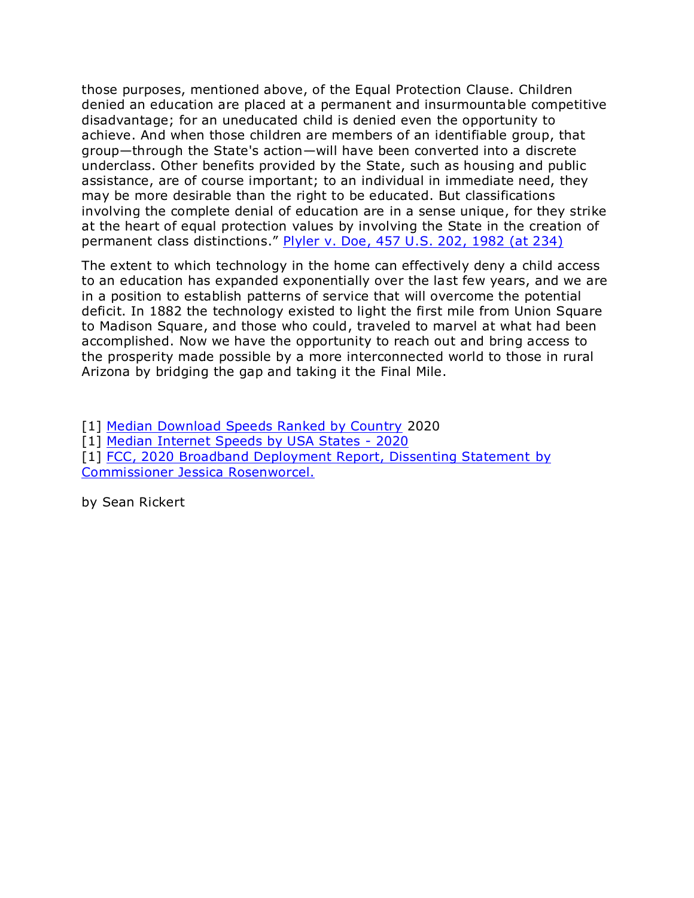those purposes, mentioned above, of the Equal Protection Clause. Children denied an education are placed at a permanent and insurmountable competitive disadvantage; for an uneducated child is denied even the opportunity to achieve. And when those children are members of an identifiable group, that group—through the State's action—will have been converted into a discrete underclass. Other benefits provided by the State, such as housing and public assistance, are of course important; to an individual in immediate need, they may be more desirable than the right to be educated. But classifications involving the complete denial of education are in a sense unique, for they strike at the heart of equal protection values by involving the State in the creation of permanent class distinctions." Plyler v. Doe, 457 U.S. 202, 1982 (at 234)

The extent to which technology in the home can effectively deny a child access to an education has expanded exponentially over the last few years, and we are in a position to establish patterns of service that will overcome the potential deficit. In 1882 the technology existed to light the first mile from Union Square to Madison Square, and those who could, traveled to marvel at what had been accomplished. Now we have the opportunity to reach out and bring access to the prosperity made possible by a more interconnected world to those in rural Arizona by bridging the gap and taking it the Final Mile.

[1] Median Download Speeds Ranked by Country 2020
[1] Median Internet Speeds by USA States - 2020
[1] FCC, 2020 Broadband Deployment Report, Dissenting Statement by Commissioner Jessica Rosenworcel.

by Sean Rickert